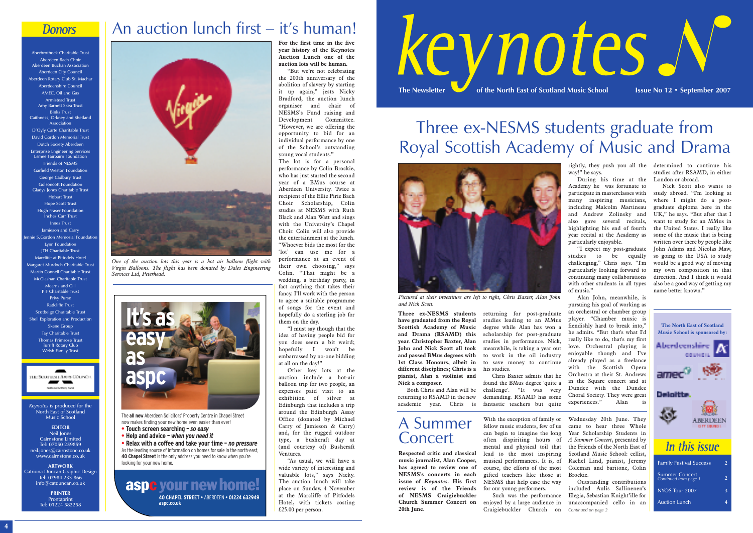## Donors

Aberbrothock Charitable Trust
Aberdeen Bach Choir
Aberdeen Buchan Association
Aberdeen City Council
Aberdeen Rotary Club St. Machar
Aberdeenshire Council
AMEC, Oil and Gas
Armistead Trust
Amy Barnett Skea Trust
Binks Trust
Caithness, Orkney and Shetland Association
D'Oyly Carte Charitable Trust
David Gordon Memorial Trust
Dutch Society Aberdeen
Enterprise Engineering Services
Esmee Fairbairn Foundation
Friends of NESMS
Garfield Weston Foundation
George Cadbury Trust
Golsoncott Foundation
Gladys Jones Charitable Trust
Hobart Trust
Hope Scott Trust
Hugh Fraser Foundation
Inches Carr Trust
Innes Trust
Jamieson and Carry
Jennie S.Gordon Memorial Foundation
Lynn Foundation
JTH Charitable Trust
Marcliffe at Pitfodels Hotel
Margaret Murdoch Charitable Trust
Martin Connell Charitable Trust
McGlashan Charitable Trust
Mearns and Gill
P F Charitable Trust
Privy Purse
Radcliffe Trust
Scotbelge Charitable Trust
Shell Exploration and Production
Skene Group
Tay Charitable Trust
Thomas Primrose Trust
Turriff Rotary Club
Welsh Family Trust

THE SCOTTISH ARTS COUNCIL
National Lottery Fund

*Keynotes* is produced for the North East of Scotland Music School

**EDITOR**
Neil Jones
Cairnstone Limited
Tel: 07050 259859
neil.jones@cairnstone.co.uk
www.cairnstone.co.uk

**ARTWORK**
Catriona Duncan Graphic Design
Tel: 07984 233 866
info@catduncan.co.uk

**PRINTER**
Prontaprint
Tel: 01224 582258

# An auction lunch first – it's human!

*One of the auction lots this year is a hot air balloon flight with Virgin Balloons. The flight has been donated by Dales Engineering Services Ltd, Peterhead.*

**For the first time in the five year history of the Keynotes Auction Lunch one of the auction lots will be human.**

"But we're not celebrating the 200th anniversary of the abolition of slavery by starting it up again," jests Nicky Bradford, the auction lunch organiser and chair of NESMS's Fund raising and Development Committee. "However, we are offering the opportunity to bid for an individual performance by one of the School's outstanding young vocal students."

The lot is for a personal performance by Colin Brockie, who has just started the second year of a BMus course at Aberdeen University. Twice a recipient of the Ellie Pirie Bach Choir Scholarship, Colin studies at NESMS with Ruth Black and Alan Watt and sings with the University's Chapel Choir. Colin will also provide the entertainment at the lunch. "Whoever bids the most for the 'lot' can use me for a performance at an event of their own choosing," says Colin. "That might be a wedding, a birthday party, in fact anything that takes their fancy. I'll work with the person to agree a suitable programme of songs for the event and hopefully do a sterling job for them on the day.

"I must say though that the idea of having people bid for you does seem a bit weird; hopefully I won't be embarrassed by no-one bidding at all on the day!"

Other key lots at the auction include a hot-air balloon trip for two people, an expenses paid visit to an exhibition of silver at Edinburgh that includes a trip around the Edinburgh Assay Office (donated by Michael Carry of Jamieson & Carry) and, for the rugged outdoor type, a bushcraft day at (and courtesy of) Bushcraft Ventures.

"As usual, we will have a wide variety of interesting and valuable lots," says Nicky. The auction lunch will take place on Sunday, 4 November at the Marcliffe of Pitfodels Hotel, with tickets costing £25.00 per person.

**It's as easy as aspc**

The **all new** Aberdeen Solicitors' Property Centre in Chapel Street now makes finding your new home easier than ever!

- **Touch screen searching** – *so easy*
- **Help and advice** – *when you need it*
- **Relax with a coffee and take your time** – *no pressure*

As the leading source of information on homes for sale in the north-east, **40 Chapel Street** is the only address you need to know when you're looking for your new home.

**aspc your new home!**
**40 CHAPEL STREET** • ABERDEEN • **01224 632949**
**aspc.co.uk**

# keynotes

**The Newsletter of the North East of Scotland Music School** — **Issue No 12 • September 2007**

# Three ex-NESMS students graduate from Royal Scottish Academy of Music and Drama

*Pictured at their investiture are left to right, Chris Baxter, Alan John and Nick Scott.*

**Three ex-NESMS students have graduated from the Royal Scottish Academy of Music and Drama (RSAMD) this year. Christopher Baxter, Alan John and Nick Scott all took and passed BMus degrees with 1st Class Honours, albeit in different disciplines; Chris is a pianist, Alan a violinist and Nick a composer.**

Both Chris and Alan will be returning to RSAMD in the new academic year. Chris is returning for post-graduate studies leading to an MMus degree while Alan has won a scholarship for post-graduate studies in performance. Nick, meanwhile, is taking a year out to work in the oil industry to save money to continue his studies.

Chris Baxter admits that he found the BMus degree 'quite a challenge'. "It was very demanding. RSAMD has some fantastic teachers but quite rightly, they push you all the way!" he says.

During his time at the Academy he was fortunate to participate in masterclasses with many inspiring musicians, including Malcolm Martineau and Andrew Zolinsky and also gave several recitals, highlighting his end of fourth year recital at the Academy as particularly enjoyable.

"I expect my post-graduate studies to be equally challenging," Chris says. "I'm particularly looking forward to continuing many collaborations with other students in all types of music."

Alan John, meanwhile, is pursuing his goal of working as an orchestral or chamber group player. "Chamber music is fiendishly hard to break into," he admits. "But that's what I'd really like to do, that's my first love. Orchestral playing is enjoyable though and I've already played as a freelance with the Scottish Opera Orchestra at their St. Andrews in the Square concert and at Dundee with the Dundee Choral Society. They were great experiences." Alan is determined to continue his studies after RSAMD, in either London or abroad.

Nick Scott also wants to study abroad. "I'm looking at where I might do a post-graduate diploma here in the UK," he says. "But after that I want to study for an MMus in the United States. I really like some of the music that is being written over there by people like John Adams and Nicolas Maw, so going to the USA to study would be a good way of moving my own composition in that direction. And I think it would also be a good way of getting my name better known."

**The North East of Scotland Music School is sponsored by:**
Aberdeenshire Council, amec, Deloitte, Aberdeen City Council

# A Summer Concert

**Respected critic and classical music journalist, Alan Cooper, has agreed to review one of NESMS's concerts in each issue of *Keynotes*. His first review is of the Friends of NESMS Craigiebuckler Church Summer Concert on 20th June.**

With the exception of family or fellow music students, few of us can begin to imagine the long often dispiriting hours of mental and physical toil that lead to the most inspiring musical performances. It is, of course, the efforts of the most gifted teachers like those at NESMS that help ease the way for our young performers.

Such was the performance enjoyed by a large audience in Craigiebuckler Church on Wednesday 20th June. They came to hear three Whole Year Scholarship Students in *A Summer Concert*, presented by the Friends of the North East of Scotland Music School: cellist, Rachel Lind, pianist, Jeremy Coleman and baritone, Colin Brockie.

Outstanding contributions included Aulis Sallinenen's Elegia, Sebastian Knight'ille for unaccompanied cello in an

*Continued on page 2*

## In this issue

| | |
|---|---|
| Family Festival Success | 2 |
| Summer Concert *Continued from page 1* | 2 |
| NYOS Tour 2007 | 3 |
| Auction Lunch | 4 |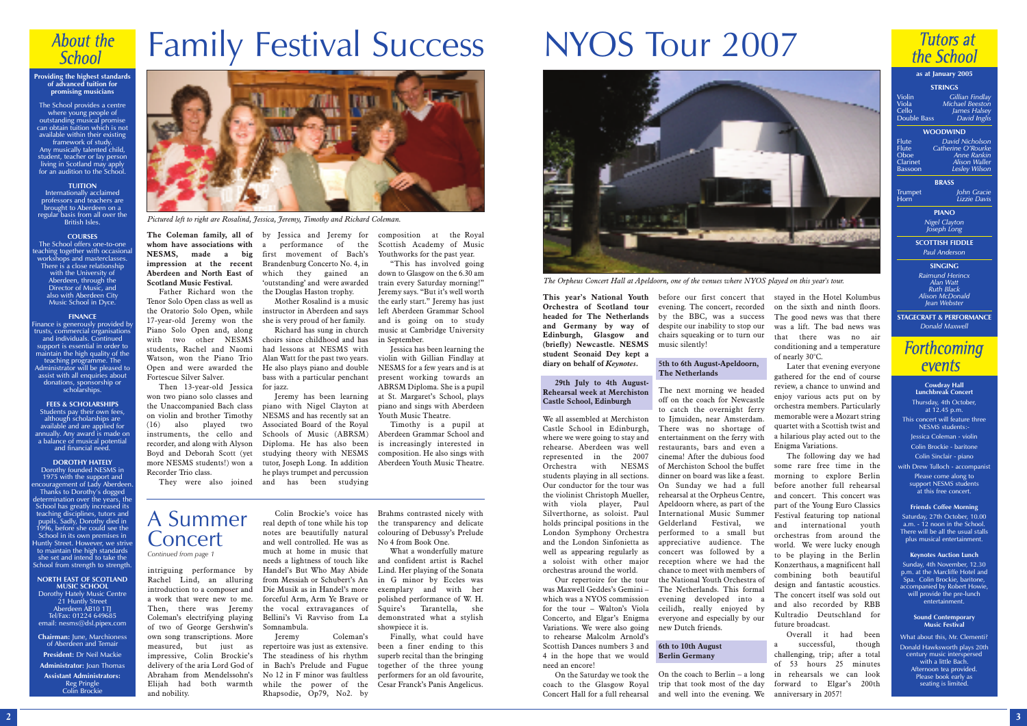# About the School

**Providing the highest standards of advanced tuition for promising musicians**

The School provides a centre where young people of outstanding musical promise can obtain tuition which is not available within their existing framework of study. Any musically talented child, student, teacher or lay person living in Scotland may apply for an audition to the School.

**TUITION**

Internationally acclaimed professors and teachers are brought to Aberdeen on a regular basis from all over the British Isles.

**COURSES**

The School offers one-to-one teaching together with occasional workshops and masterclasses. There is a close relationship with the University of Aberdeen, through the Director of Music, and also with Aberdeen City Music School in Dyce.

**FINANCE**

Finance is generously provided by trusts, commercial organisations and individuals. Continued support is essential in order to maintain the high quality of the teaching programme. The Administrator will be pleased to assist with all enquiries about donations, sponsorship or scholarships.

**FEES & SCHOLARSHIPS**

Students pay their own fees, although scholarships are available and are applied for annually. Any award is made on a balance of musical potential and financial need.

**DOROTHY HATELY**

Dorothy founded NESMS in 1975 with the support and encouragement of Lady Aberdeen. Thanks to Dorothy's dogged determination over the years, the School has greatly increased its teaching disciplines, tutors and pupils. Sadly, Dorothy died in 1996, before she could see the School in its own premises in Huntly Street. However, we strive to maintain the high standards she set and intend to take the School from strength to strength.

**NORTH EAST OF SCOTLAND MUSIC SCHOOL**

Dorothy Hately Music Centre
21 Huntly Street
Aberdeen AB10 1TJ
Tel/Fax: 01224 649685
email: nesms@dsl.pipex.com

**Chairman:** June, Marchioness of Aberdeen and Temair

**President:** Dr Neil Mackie

**Administrator:** Joan Thomas

**Assistant Administrators:** Reg Pringle, Colin Brockie

# Family Festival Success

*Pictured left to right are Rosalind, Jessica, Jeremy, Timothy and Richard Coleman.*

**The Coleman family, all of whom have associations with NESMS, made a big impression at the recent Aberdeen and North East of Scotland Music Festival.**

Father Richard won the Tenor Solo Open class as well as the Oratorio Solo Open, while 17-year-old Jeremy won the Piano Solo Open and, along with two other NESMS students, Rachel and Naomi Watson, won the Piano Trio Open and were awarded the Fortescue Silver Salver.

Then 13-year-old Jessica won two piano solo classes and the Unaccompanied Bach class on violin and brother Timothy (16) also played two instruments, the cello and recorder, and along with Alyson Boyd and Deborah Scott (yet more NESMS students!) won a Recorder Trio class.

They were also joined by Jessica and Jeremy for a performance of the first movement of Bach's Brandenburg Concerto No. 4, in which they gained an 'outstanding' and were awarded the Douglas Haston trophy.

Mother Rosalind is a music instructor in Aberdeen and says she is very proud of her family.

Richard has sung in church choirs since childhood and has had lessons at NESMS with Alan Watt for the past two years. He also plays piano and double bass with a particular penchant for jazz.

Jeremy has been learning piano with Nigel Clayton at NESMS and has recently sat an Associated Board of the Royal Schools of Music (ABRSM) Diploma. He has also been studying theory with NESMS tutor, Joseph Long. In addition he plays trumpet and percussion and has been studying composition at the Royal Scottish Academy of Music Youthworks for the past year.

"This has involved going down to Glasgow on the 6.30 am train every Saturday morning!" Jeremy says. "But it's well worth the early start." Jeremy has just left Aberdeen Grammar School and is going on to study music at Cambridge University in September.

Jessica has been learning the violin with Gillian Findlay at NESMS for a few years and is at present working towards an ABRSM Diploma. She is a pupil at St. Margaret's School, plays piano and sings with Aberdeen Youth Music Theatre.

Timothy is a pupil at Aberdeen Grammar School and is increasingly interested in composition. He also sings with Aberdeen Youth Music Theatre.

# A Summer Concert

*Continued from page 1*

intriguing performance by Rachel Lind, an alluring introduction to a composer and a work that were new to me. Then, there was Jeremy Coleman's electrifying playing of two of George Gershwin's own song transcriptions. More measured, but just as impressive, Colin Brockie's delivery of the aria Lord God of Abraham from Mendelssohn's Elijah had both warmth and nobility.

Colin Brockie's voice has real depth of tone while his top notes are beautifully natural and well controlled. He was as much at home in music that needs a lightness of touch like Handel's But Who May Abide from Messiah or Schubert's An Die Musik as in Handel's more forceful Arm, Arm Ye Brave or the vocal extravaganzes of Bellini's Vi Ravviso from La Somnambula.

Jeremy Coleman's repertoire was just as extensive. The steadiness of his rhythm in Bach's Prelude and Fugue No 12 in F minor was faultless while the power of the Rhapsodie, Op79, No2. by Brahms contrasted nicely with the transparency and delicate colouring of Debussy's Prelude No 4 from Book One.

What a wonderfully mature and confident artist is Rachel Lind. Her playing of the Sonata in G minor by Eccles was exemplary and with her polished performance of W. H. Squire's Tarantella, she demonstrated what a stylish showpiece it is.

Finally, what could have been a finer ending to this superb recital than the bringing together of the three young performers for an old favourite, Cesar Franck's Panis Angelicus.

# NYOS Tour 2007

*The Orpheus Concert Hall at Apeldoorn, one of the venues where NYOS played on this year's tour.*

**This year's National Youth Orchestra of Scotland tour headed for The Netherlands and Germany by way of Edinburgh, Glasgow and (briefly) Newcastle. NESMS student Seonaid Dey kept a diary on behalf of *Keynotes*.**

**29th July to 4th August- Rehearsal week at Merchiston Castle School, Edinburgh**

We all assembled at Merchiston Castle School in Edinburgh, where we were going to stay and rehearse. Aberdeen was well represented in the 2007 Orchestra with NESMS students playing in all sections. Our conductor for the tour was the violinist Christoph Mueller, with viola player, Paul Silverthorne, as soloist. Paul holds principal positions in the London Symphony Orchestra and the London Sinfonietta as well as appearing regularly as a soloist with other major orchestras around the world.

Our repertoire for the tour was Maxwell Geddes's Gemini – which was a NYOS commission for the tour – Walton's Viola Concerto, and Elgar's Enigma Variations. We were also going to rehearse Malcolm Arnold's Scottish Dances numbers 3 and 4 in the hope that we would need an encore!

On the Saturday we took the coach to the Glasgow Royal Concert Hall for a full rehearsal before our first concert that evening. The concert, recorded by the BBC, was a success despite our inability to stop our chairs squeaking or to turn our music silently!

**5th to 6th August-Apeldoorn, The Netherlands**

The next morning we headed off on the coach for Newcastle to catch the overnight ferry to Ijmuiden, near Amsterdam. There was no shortage of entertainment on the ferry with restaurants, bars and even a cinema! After the dubious food of Merchiston School the buffet dinner on board was like a feast. On Sunday we had a full rehearsal at the Orpheus Centre, Apeldoorn where, as part of the International Music Summer Gelderland Festival, we performed to a small but appreciative audience. The concert was followed by a reception where we had the chance to meet with members of the National Youth Orchestra of The Netherlands. This formal evening developed into a ceilidh, really enjoyed by everyone and especially by our new Dutch friends.

**6th to 10th August Berlin Germany**

On the coach to Berlin – a long trip that took most of the day and well into the evening. We stayed in the Hotel Kolumbus on the sixth and ninth floors. The good news was that there was a lift. The bad news was that there was no air conditioning and a temperature of nearly 30°C.

Later that evening everyone gathered for the end of course review, a chance to unwind and enjoy various acts put on by orchestra members. Particularly memorable were a Mozart string quartet with a Scottish twist and a hilarious play acted out to the Enigma Variations.

The following day we had some rare free time in the morning to explore Berlin before another full rehearsal and concert. This concert was part of the Young Euro Classics Festival featuring top national and international youth orchestras from around the world. We were lucky enough to be playing in the Berlin Konzerthaus, a magnificent hall combining both beautiful design and fantastic acoustics. The concert itself was sold out and also recorded by RBB Kultradio Deutschland for future broadcast.

Overall it had been a successful, though challenging, trip; after a total of 53 hours 25 minutes in rehearsals we can look forward to Elgar's 200th anniversary in 2057!

# Tutors at the School

**as at January 2005**

**STRINGS**

| | |
|---|---|
| Violin | *Gillian Findlay* |
| Viola | *Michael Beeston* |
| Cello | *James Halsey* |
| Double Bass | *David Inglis* |

**WOODWIND**

| | |
|---|---|
| Flute | *David Nicholson* |
| Flute | *Catherine O'Rourke* |
| Oboe | *Anne Rankin* |
| Clarinet | *Alison Waller* |
| Bassoon | *Lesley Wilson* |

**BRASS**

| | |
|---|---|
| Trumpet | *John Gracie* |
| Horn | *Lizzie Davis* |

**PIANO**

*Nigel Clayton*
*Joseph Long*

**SCOTTISH FIDDLE**

*Paul Anderson*

**SINGING**

*Raimund Herincx*
*Alan Watt*
*Ruth Black*
*Alison McDonald*
*Jean Webster*

**STAGECRAFT & PERFORMANCE**

*Donald Maxwell*

# Forthcoming events

**Cowdray Hall Lunchbreak Concert**

Thursday, 4th October, at 12.45 p.m.

This concert will feature three NESMS students:-

Jessica Coleman - violin

Colin Brockie - baritone

Colin Sinclair - piano

with Drew Tulloch - accompanist

Please come along to support NESMS students at this free concert.

**Friends Coffee Morning**

Saturday, 27th October, 10.00 a.m. - 12 noon in the School. There will be all the usual stalls plus musical entertainment.

**Keynotes Auction Lunch**

Sunday, 4th November, 12.30 p.m. at the Marcliffe Hotel and Spa. Colin Brockie, baritone, accompanied by Robert Howie, will provide the pre-lunch entertainment.

**Sound Contemporary Music Festival**

What about this, Mr. Clementi?

Donald Hawksworth plays 20th century music interspersed with a little Bach. Afternoon tea provided. Please book early as seating is limited.